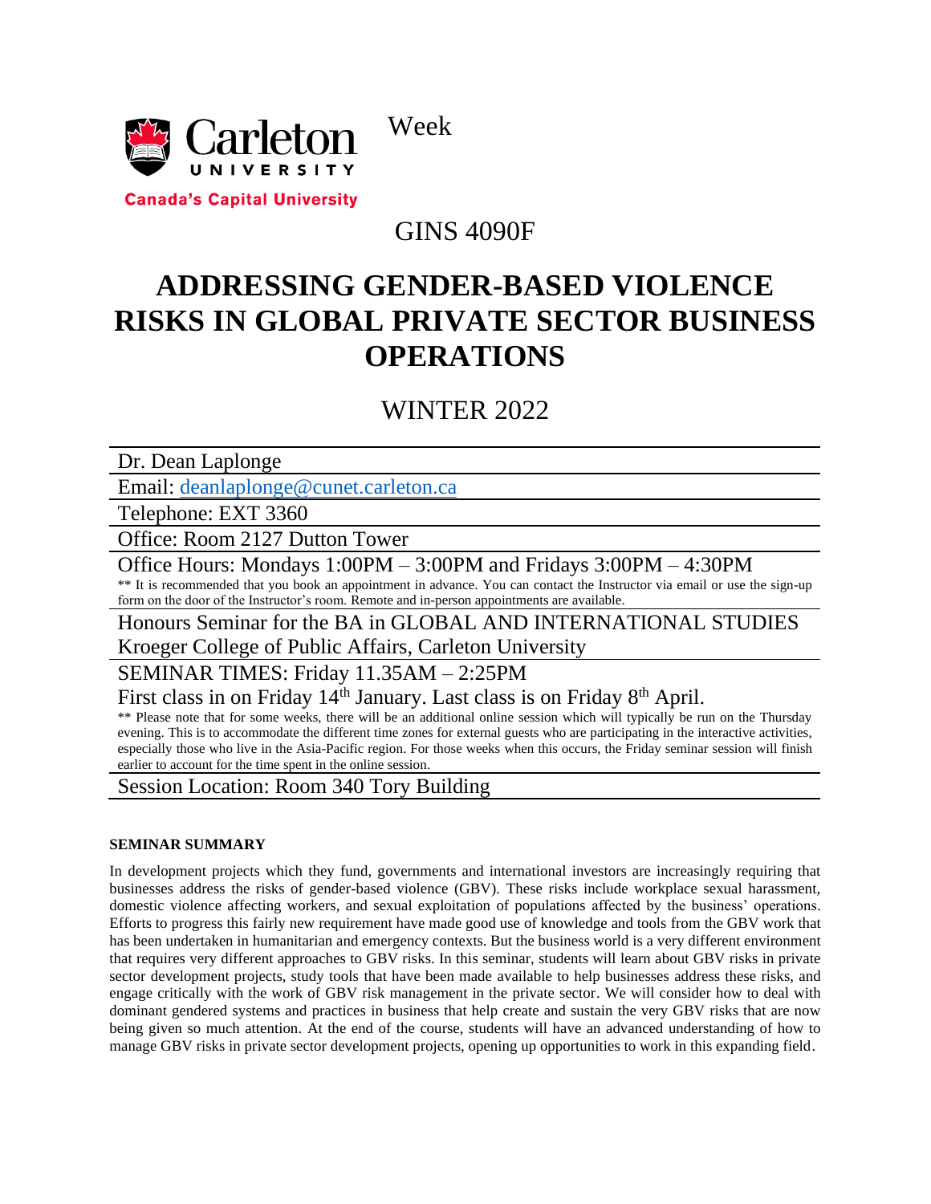Carleton UNIVERSITY

Canada's Capital University

Week

GINS 4090F

# ADDRESSING GENDER-BASED VIOLENCE RISKS IN GLOBAL PRIVATE SECTOR BUSINESS OPERATIONS

## WINTER 2022

Dr. Dean Laplonge

Email: deanlaplonge@cunet.carleton.ca

Telephone: EXT 3360

Office: Room 2127 Dutton Tower

Office Hours: Mondays 1:00PM – 3:00PM and Fridays 3:00PM – 4:30PM

** It is recommended that you book an appointment in advance. You can contact the Instructor via email or use the sign-up form on the door of the Instructor's room. Remote and in-person appointments are available.

Honours Seminar for the BA in GLOBAL AND INTERNATIONAL STUDIES

Kroeger College of Public Affairs, Carleton University

SEMINAR TIMES: Friday 11.35AM – 2:25PM

First class in on Friday 14th January. Last class is on Friday 8th April.

** Please note that for some weeks, there will be an additional online session which will typically be run on the Thursday evening. This is to accommodate the different time zones for external guests who are participating in the interactive activities, especially those who live in the Asia-Pacific region. For those weeks when this occurs, the Friday seminar session will finish earlier to account for the time spent in the online session.

Session Location: Room 340 Tory Building

**SEMINAR SUMMARY**

In development projects which they fund, governments and international investors are increasingly requiring that businesses address the risks of gender-based violence (GBV). These risks include workplace sexual harassment, domestic violence affecting workers, and sexual exploitation of populations affected by the business' operations. Efforts to progress this fairly new requirement have made good use of knowledge and tools from the GBV work that has been undertaken in humanitarian and emergency contexts. But the business world is a very different environment that requires very different approaches to GBV risks. In this seminar, students will learn about GBV risks in private sector development projects, study tools that have been made available to help businesses address these risks, and engage critically with the work of GBV risk management in the private sector. We will consider how to deal with dominant gendered systems and practices in business that help create and sustain the very GBV risks that are now being given so much attention. At the end of the course, students will have an advanced understanding of how to manage GBV risks in private sector development projects, opening up opportunities to work in this expanding field.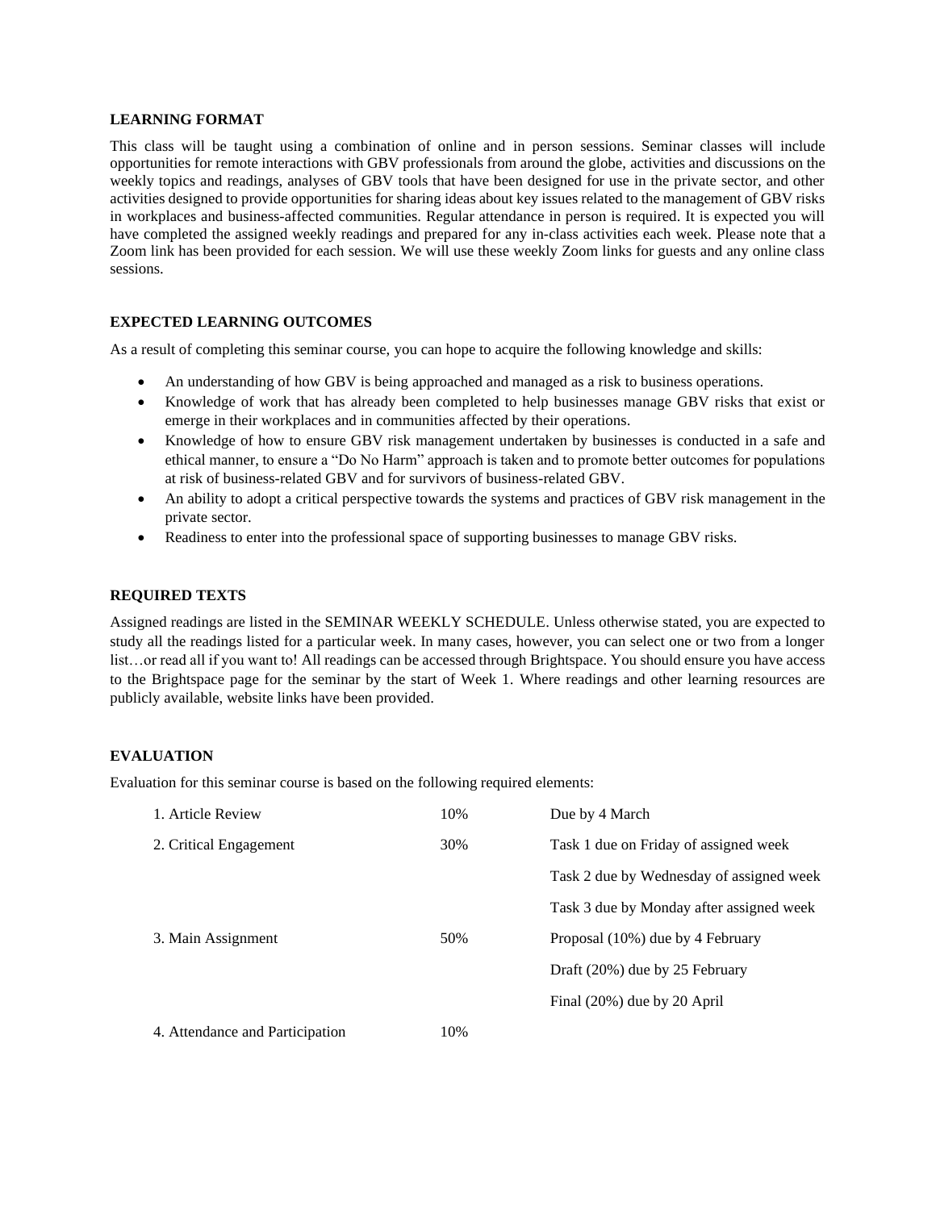## LEARNING FORMAT

This class will be taught using a combination of online and in person sessions. Seminar classes will include opportunities for remote interactions with GBV professionals from around the globe, activities and discussions on the weekly topics and readings, analyses of GBV tools that have been designed for use in the private sector, and other activities designed to provide opportunities for sharing ideas about key issues related to the management of GBV risks in workplaces and business-affected communities. Regular attendance in person is required. It is expected you will have completed the assigned weekly readings and prepared for any in-class activities each week. Please note that a Zoom link has been provided for each session. We will use these weekly Zoom links for guests and any online class sessions.

## EXPECTED LEARNING OUTCOMES

As a result of completing this seminar course, you can hope to acquire the following knowledge and skills:

- An understanding of how GBV is being approached and managed as a risk to business operations.
- Knowledge of work that has already been completed to help businesses manage GBV risks that exist or emerge in their workplaces and in communities affected by their operations.
- Knowledge of how to ensure GBV risk management undertaken by businesses is conducted in a safe and ethical manner, to ensure a "Do No Harm" approach is taken and to promote better outcomes for populations at risk of business-related GBV and for survivors of business-related GBV.
- An ability to adopt a critical perspective towards the systems and practices of GBV risk management in the private sector.
- Readiness to enter into the professional space of supporting businesses to manage GBV risks.

## REQUIRED TEXTS

Assigned readings are listed in the SEMINAR WEEKLY SCHEDULE. Unless otherwise stated, you are expected to study all the readings listed for a particular week. In many cases, however, you can select one or two from a longer list…or read all if you want to! All readings can be accessed through Brightspace. You should ensure you have access to the Brightspace page for the seminar by the start of Week 1. Where readings and other learning resources are publicly available, website links have been provided.

## EVALUATION

Evaluation for this seminar course is based on the following required elements:

| | | |
|---|---|---|
| 1. Article Review | 10% | Due by 4 March |
| 2. Critical Engagement | 30% | Task 1 due on Friday of assigned week |
| | | Task 2 due by Wednesday of assigned week |
| | | Task 3 due by Monday after assigned week |
| 3. Main Assignment | 50% | Proposal (10%) due by 4 February |
| | | Draft (20%) due by 25 February |
| | | Final (20%) due by 20 April |
| 4. Attendance and Participation | 10% | |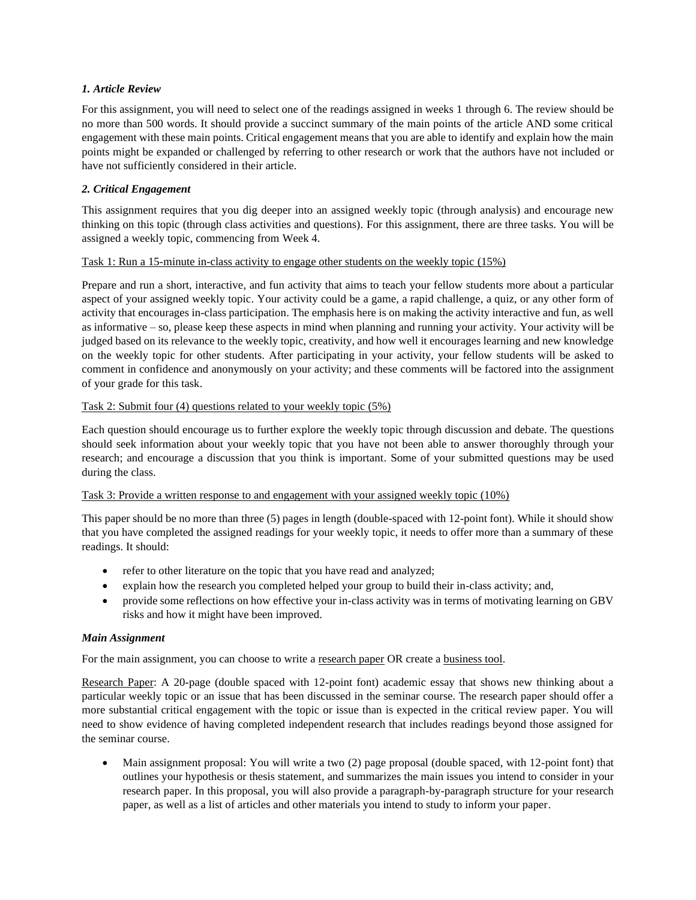***1. Article Review***

For this assignment, you will need to select one of the readings assigned in weeks 1 through 6. The review should be no more than 500 words. It should provide a succinct summary of the main points of the article AND some critical engagement with these main points. Critical engagement means that you are able to identify and explain how the main points might be expanded or challenged by referring to other research or work that the authors have not included or have not sufficiently considered in their article.

***2. Critical Engagement***

This assignment requires that you dig deeper into an assigned weekly topic (through analysis) and encourage new thinking on this topic (through class activities and questions). For this assignment, there are three tasks. You will be assigned a weekly topic, commencing from Week 4.

<u>Task 1: Run a 15-minute in-class activity to engage other students on the weekly topic (15%)</u>

Prepare and run a short, interactive, and fun activity that aims to teach your fellow students more about a particular aspect of your assigned weekly topic. Your activity could be a game, a rapid challenge, a quiz, or any other form of activity that encourages in-class participation. The emphasis here is on making the activity interactive and fun, as well as informative – so, please keep these aspects in mind when planning and running your activity. Your activity will be judged based on its relevance to the weekly topic, creativity, and how well it encourages learning and new knowledge on the weekly topic for other students. After participating in your activity, your fellow students will be asked to comment in confidence and anonymously on your activity; and these comments will be factored into the assignment of your grade for this task.

<u>Task 2: Submit four (4) questions related to your weekly topic (5%)</u>

Each question should encourage us to further explore the weekly topic through discussion and debate. The questions should seek information about your weekly topic that you have not been able to answer thoroughly through your research; and encourage a discussion that you think is important. Some of your submitted questions may be used during the class.

<u>Task 3: Provide a written response to and engagement with your assigned weekly topic (10%)</u>

This paper should be no more than three (5) pages in length (double-spaced with 12-point font). While it should show that you have completed the assigned readings for your weekly topic, it needs to offer more than a summary of these readings. It should:

- refer to other literature on the topic that you have read and analyzed;
- explain how the research you completed helped your group to build their in-class activity; and,
- provide some reflections on how effective your in-class activity was in terms of motivating learning on GBV risks and how it might have been improved.

***Main Assignment***

For the main assignment, you can choose to write a <u>research paper</u> OR create a <u>business tool</u>.

<u>Research Paper</u>: A 20-page (double spaced with 12-point font) academic essay that shows new thinking about a particular weekly topic or an issue that has been discussed in the seminar course. The research paper should offer a more substantial critical engagement with the topic or issue than is expected in the critical review paper. You will need to show evidence of having completed independent research that includes readings beyond those assigned for the seminar course.

- Main assignment proposal: You will write a two (2) page proposal (double spaced, with 12-point font) that outlines your hypothesis or thesis statement, and summarizes the main issues you intend to consider in your research paper. In this proposal, you will also provide a paragraph-by-paragraph structure for your research paper, as well as a list of articles and other materials you intend to study to inform your paper.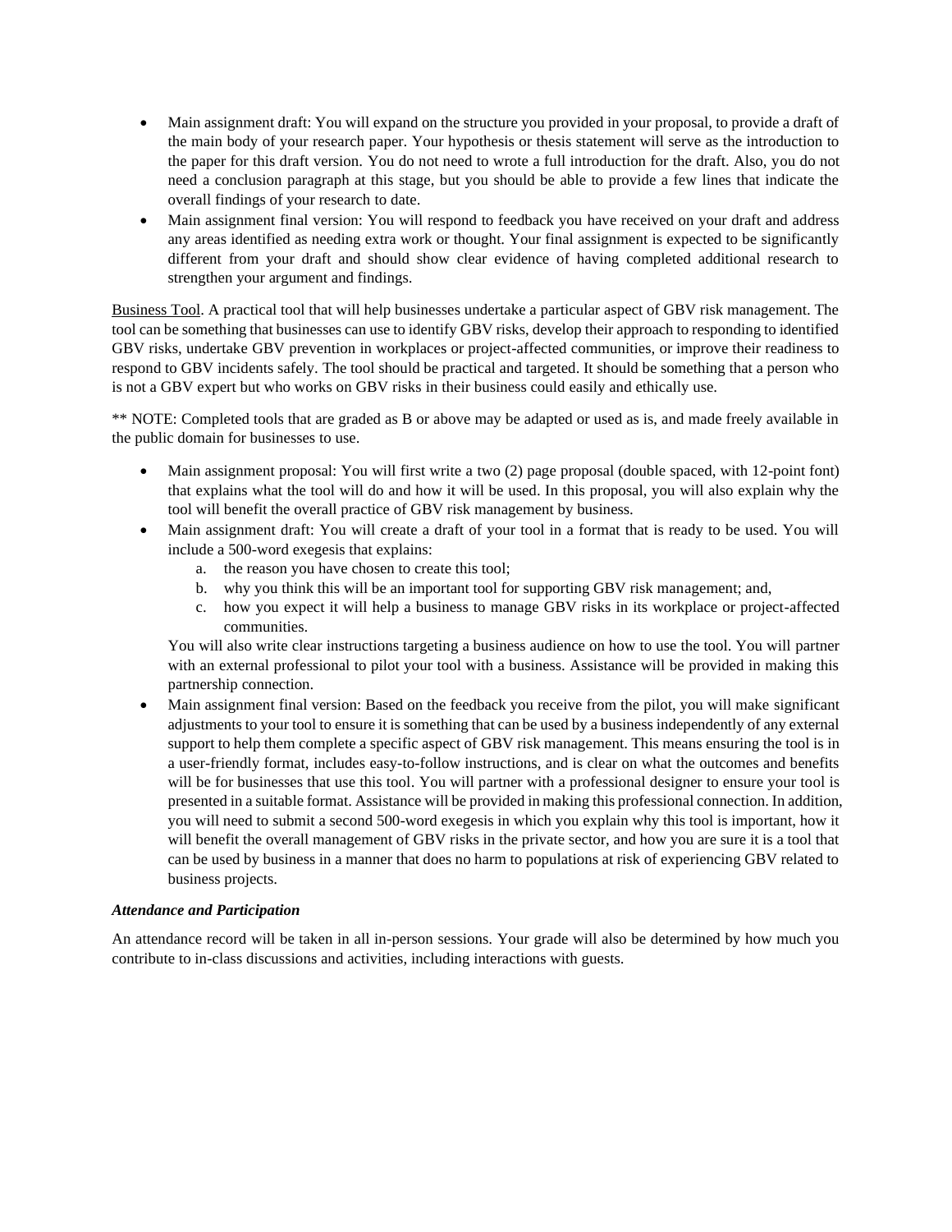- Main assignment draft: You will expand on the structure you provided in your proposal, to provide a draft of the main body of your research paper. Your hypothesis or thesis statement will serve as the introduction to the paper for this draft version. You do not need to wrote a full introduction for the draft. Also, you do not need a conclusion paragraph at this stage, but you should be able to provide a few lines that indicate the overall findings of your research to date.
- Main assignment final version: You will respond to feedback you have received on your draft and address any areas identified as needing extra work or thought. Your final assignment is expected to be significantly different from your draft and should show clear evidence of having completed additional research to strengthen your argument and findings.

Business Tool. A practical tool that will help businesses undertake a particular aspect of GBV risk management. The tool can be something that businesses can use to identify GBV risks, develop their approach to responding to identified GBV risks, undertake GBV prevention in workplaces or project-affected communities, or improve their readiness to respond to GBV incidents safely. The tool should be practical and targeted. It should be something that a person who is not a GBV expert but who works on GBV risks in their business could easily and ethically use.

** NOTE: Completed tools that are graded as B or above may be adapted or used as is, and made freely available in the public domain for businesses to use.

- Main assignment proposal: You will first write a two (2) page proposal (double spaced, with 12-point font) that explains what the tool will do and how it will be used. In this proposal, you will also explain why the tool will benefit the overall practice of GBV risk management by business.
- Main assignment draft: You will create a draft of your tool in a format that is ready to be used. You will include a 500-word exegesis that explains:
  a. the reason you have chosen to create this tool;
  b. why you think this will be an important tool for supporting GBV risk management; and,
  c. how you expect it will help a business to manage GBV risks in its workplace or project-affected communities.

  You will also write clear instructions targeting a business audience on how to use the tool. You will partner with an external professional to pilot your tool with a business. Assistance will be provided in making this partnership connection.
- Main assignment final version: Based on the feedback you receive from the pilot, you will make significant adjustments to your tool to ensure it is something that can be used by a business independently of any external support to help them complete a specific aspect of GBV risk management. This means ensuring the tool is in a user-friendly format, includes easy-to-follow instructions, and is clear on what the outcomes and benefits will be for businesses that use this tool. You will partner with a professional designer to ensure your tool is presented in a suitable format. Assistance will be provided in making this professional connection. In addition, you will need to submit a second 500-word exegesis in which you explain why this tool is important, how it will benefit the overall management of GBV risks in the private sector, and how you are sure it is a tool that can be used by business in a manner that does no harm to populations at risk of experiencing GBV related to business projects.

***Attendance and Participation***

An attendance record will be taken in all in-person sessions. Your grade will also be determined by how much you contribute to in-class discussions and activities, including interactions with guests.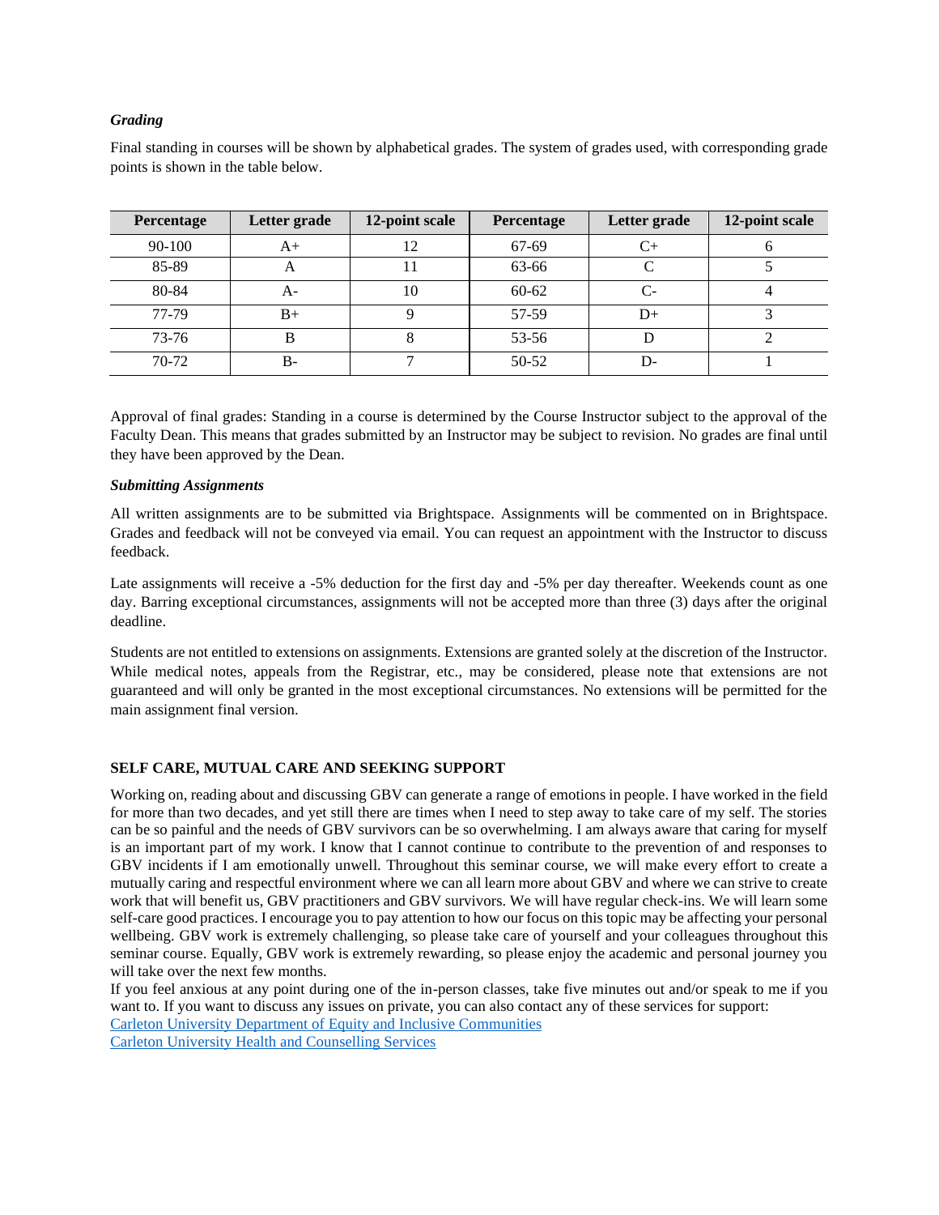### *Grading*

Final standing in courses will be shown by alphabetical grades. The system of grades used, with corresponding grade points is shown in the table below.

| Percentage | Letter grade | 12-point scale | Percentage | Letter grade | 12-point scale |
|---|---|---|---|---|---|
| 90-100 | A+ | 12 | 67-69 | C+ | 6 |
| 85-89 | A | 11 | 63-66 | C | 5 |
| 80-84 | A- | 10 | 60-62 | C- | 4 |
| 77-79 | B+ | 9 | 57-59 | D+ | 3 |
| 73-76 | B | 8 | 53-56 | D | 2 |
| 70-72 | B- | 7 | 50-52 | D- | 1 |

Approval of final grades: Standing in a course is determined by the Course Instructor subject to the approval of the Faculty Dean. This means that grades submitted by an Instructor may be subject to revision. No grades are final until they have been approved by the Dean.

### *Submitting Assignments*

All written assignments are to be submitted via Brightspace. Assignments will be commented on in Brightspace. Grades and feedback will not be conveyed via email. You can request an appointment with the Instructor to discuss feedback.

Late assignments will receive a -5% deduction for the first day and -5% per day thereafter. Weekends count as one day. Barring exceptional circumstances, assignments will not be accepted more than three (3) days after the original deadline.

Students are not entitled to extensions on assignments. Extensions are granted solely at the discretion of the Instructor. While medical notes, appeals from the Registrar, etc., may be considered, please note that extensions are not guaranteed and will only be granted in the most exceptional circumstances. No extensions will be permitted for the main assignment final version.

## SELF CARE, MUTUAL CARE AND SEEKING SUPPORT

Working on, reading about and discussing GBV can generate a range of emotions in people. I have worked in the field for more than two decades, and yet still there are times when I need to step away to take care of my self. The stories can be so painful and the needs of GBV survivors can be so overwhelming. I am always aware that caring for myself is an important part of my work. I know that I cannot continue to contribute to the prevention of and responses to GBV incidents if I am emotionally unwell. Throughout this seminar course, we will make every effort to create a mutually caring and respectful environment where we can all learn more about GBV and where we can strive to create work that will benefit us, GBV practitioners and GBV survivors. We will have regular check-ins. We will learn some self-care good practices. I encourage you to pay attention to how our focus on this topic may be affecting your personal wellbeing. GBV work is extremely challenging, so please take care of yourself and your colleagues throughout this seminar course. Equally, GBV work is extremely rewarding, so please enjoy the academic and personal journey you will take over the next few months.

If you feel anxious at any point during one of the in-person classes, take five minutes out and/or speak to me if you want to. If you want to discuss any issues on private, you can also contact any of these services for support:

Carleton University Department of Equity and Inclusive Communities

Carleton University Health and Counselling Services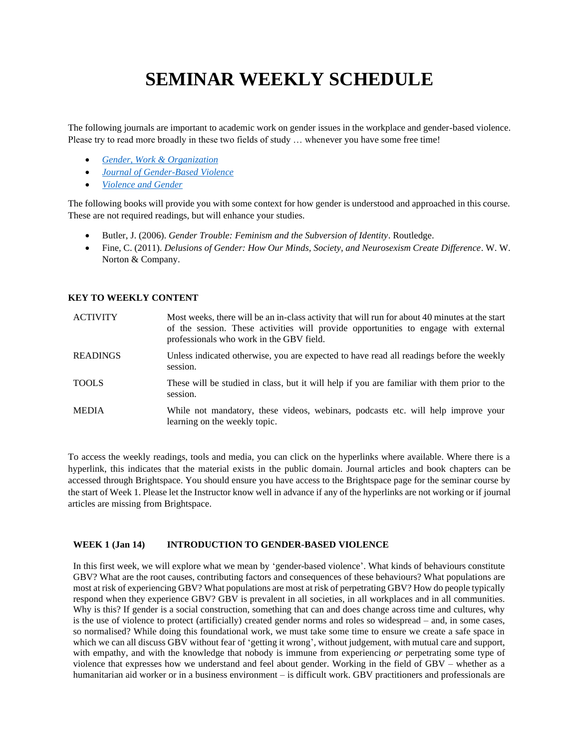# SEMINAR WEEKLY SCHEDULE

The following journals are important to academic work on gender issues in the workplace and gender-based violence. Please try to read more broadly in these two fields of study … whenever you have some free time!

- *Gender, Work & Organization*
- *Journal of Gender-Based Violence*
- *Violence and Gender*

The following books will provide you with some context for how gender is understood and approached in this course. These are not required readings, but will enhance your studies.

- Butler, J. (2006). *Gender Trouble: Feminism and the Subversion of Identity*. Routledge.
- Fine, C. (2011). *Delusions of Gender: How Our Minds, Society, and Neurosexism Create Difference*. W. W. Norton & Company.

### KEY TO WEEKLY CONTENT

| | |
|---|---|
| ACTIVITY | Most weeks, there will be an in-class activity that will run for about 40 minutes at the start of the session. These activities will provide opportunities to engage with external professionals who work in the GBV field. |
| READINGS | Unless indicated otherwise, you are expected to have read all readings before the weekly session. |
| TOOLS | These will be studied in class, but it will help if you are familiar with them prior to the session. |
| MEDIA | While not mandatory, these videos, webinars, podcasts etc. will help improve your learning on the weekly topic. |

To access the weekly readings, tools and media, you can click on the hyperlinks where available. Where there is a hyperlink, this indicates that the material exists in the public domain. Journal articles and book chapters can be accessed through Brightspace. You should ensure you have access to the Brightspace page for the seminar course by the start of Week 1. Please let the Instructor know well in advance if any of the hyperlinks are not working or if journal articles are missing from Brightspace.

### WEEK 1 (Jan 14) INTRODUCTION TO GENDER-BASED VIOLENCE

In this first week, we will explore what we mean by 'gender-based violence'. What kinds of behaviours constitute GBV? What are the root causes, contributing factors and consequences of these behaviours? What populations are most at risk of experiencing GBV? What populations are most at risk of perpetrating GBV? How do people typically respond when they experience GBV? GBV is prevalent in all societies, in all workplaces and in all communities. Why is this? If gender is a social construction, something that can and does change across time and cultures, why is the use of violence to protect (artificially) created gender norms and roles so widespread – and, in some cases, so normalised? While doing this foundational work, we must take some time to ensure we create a safe space in which we can all discuss GBV without fear of 'getting it wrong', without judgement, with mutual care and support, with empathy, and with the knowledge that nobody is immune from experiencing *or* perpetrating some type of violence that expresses how we understand and feel about gender. Working in the field of GBV – whether as a humanitarian aid worker or in a business environment – is difficult work. GBV practitioners and professionals are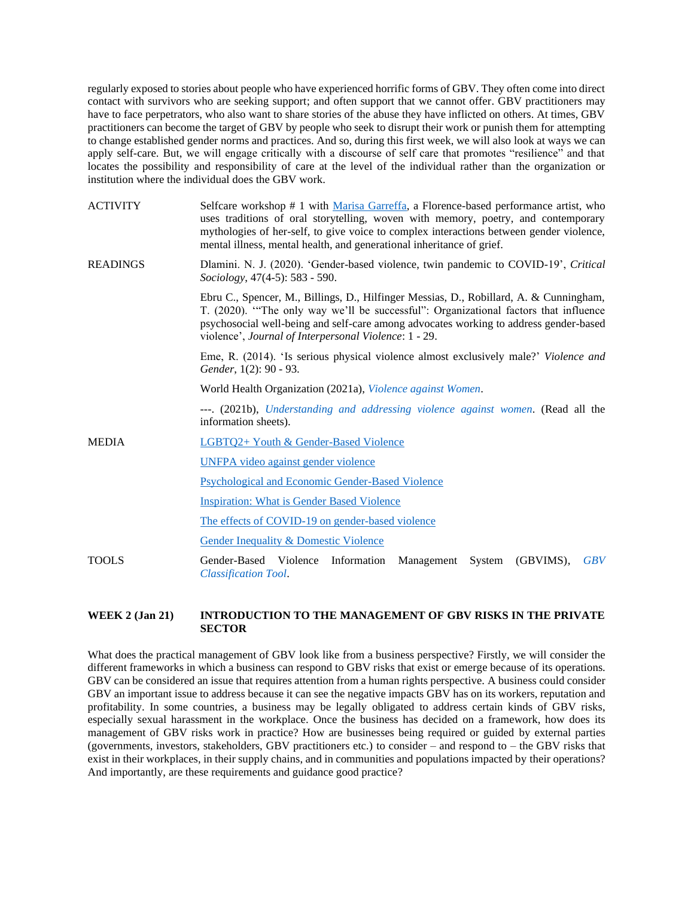regularly exposed to stories about people who have experienced horrific forms of GBV. They often come into direct contact with survivors who are seeking support; and often support that we cannot offer. GBV practitioners may have to face perpetrators, who also want to share stories of the abuse they have inflicted on others. At times, GBV practitioners can become the target of GBV by people who seek to disrupt their work or punish them for attempting to change established gender norms and practices. And so, during this first week, we will also look at ways we can apply self-care. But, we will engage critically with a discourse of self care that promotes "resilience" and that locates the possibility and responsibility of care at the level of the individual rather than the organization or institution where the individual does the GBV work.

| | |
|---|---|
| ACTIVITY | Selfcare workshop # 1 with Marisa Garreffa, a Florence-based performance artist, who uses traditions of oral storytelling, woven with memory, poetry, and contemporary mythologies of her-self, to give voice to complex interactions between gender violence, mental illness, mental health, and generational inheritance of grief. |
| READINGS | Dlamini. N. J. (2020). 'Gender-based violence, twin pandemic to COVID-19', *Critical Sociology*, 47(4-5): 583 - 590. |
| | Ebru C., Spencer, M., Billings, D., Hilfinger Messias, D., Robillard, A. & Cunningham, T. (2020). '"The only way we'll be successful": Organizational factors that influence psychosocial well-being and self-care among advocates working to address gender-based violence', *Journal of Interpersonal Violence*: 1 - 29. |
| | Eme, R. (2014). 'Is serious physical violence almost exclusively male?' *Violence and Gender*, 1(2): 90 - 93. |
| | World Health Organization (2021a), *Violence against Women*. |
| | ---. (2021b), *Understanding and addressing violence against women*. (Read all the information sheets). |
| MEDIA | LGBTQ2+ Youth & Gender-Based Violence |
| | UNFPA video against gender violence |
| | Psychological and Economic Gender-Based Violence |
| | Inspiration: What is Gender Based Violence |
| | The effects of COVID-19 on gender-based violence |
| | Gender Inequality & Domestic Violence |
| TOOLS | Gender-Based Violence Information Management System (GBVIMS), *GBV Classification Tool*. |

## WEEK 2 (Jan 21) INTRODUCTION TO THE MANAGEMENT OF GBV RISKS IN THE PRIVATE SECTOR

What does the practical management of GBV look like from a business perspective? Firstly, we will consider the different frameworks in which a business can respond to GBV risks that exist or emerge because of its operations. GBV can be considered an issue that requires attention from a human rights perspective. A business could consider GBV an important issue to address because it can see the negative impacts GBV has on its workers, reputation and profitability. In some countries, a business may be legally obligated to address certain kinds of GBV risks, especially sexual harassment in the workplace. Once the business has decided on a framework, how does its management of GBV risks work in practice? How are businesses being required or guided by external parties (governments, investors, stakeholders, GBV practitioners etc.) to consider – and respond to – the GBV risks that exist in their workplaces, in their supply chains, and in communities and populations impacted by their operations? And importantly, are these requirements and guidance good practice?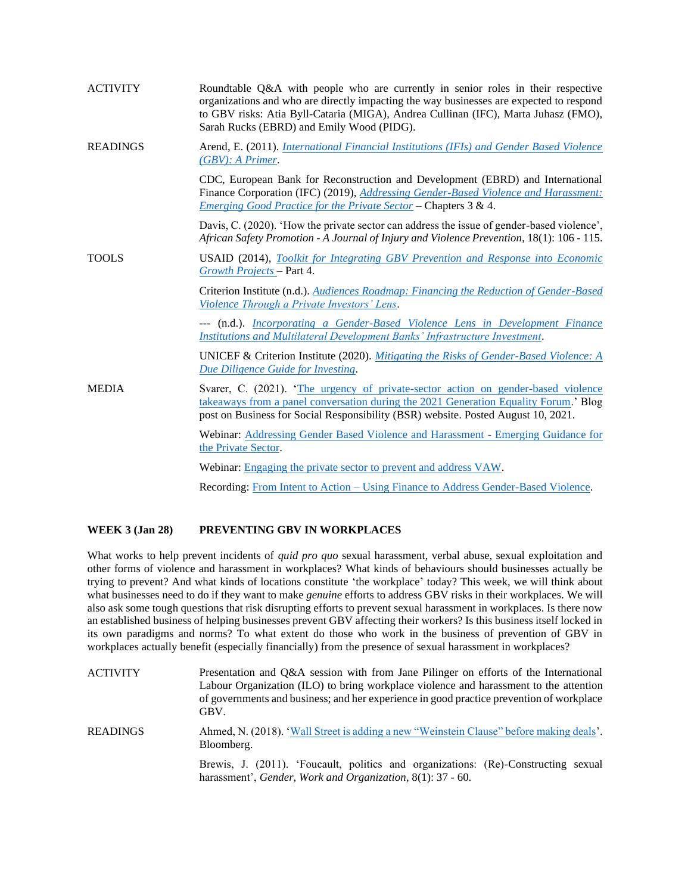| | |
|---|---|
| ACTIVITY | Roundtable Q&A with people who are currently in senior roles in their respective organizations and who are directly impacting the way businesses are expected to respond to GBV risks: Atia Byll-Cataria (MIGA), Andrea Cullinan (IFC), Marta Juhasz (FMO), Sarah Rucks (EBRD) and Emily Wood (PIDG). |
| READINGS | Arend, E. (2011). *International Financial Institutions (IFIs) and Gender Based Violence (GBV): A Primer*. |
| | CDC, European Bank for Reconstruction and Development (EBRD) and International Finance Corporation (IFC) (2019), *Addressing Gender-Based Violence and Harassment: Emerging Good Practice for the Private Sector* – Chapters 3 & 4. |
| | Davis, C. (2020). 'How the private sector can address the issue of gender-based violence', *African Safety Promotion - A Journal of Injury and Violence Prevention*, 18(1): 106 - 115. |
| TOOLS | USAID (2014), *Toolkit for Integrating GBV Prevention and Response into Economic Growth Projects* – Part 4. |
| | Criterion Institute (n.d.). *Audiences Roadmap: Financing the Reduction of Gender-Based Violence Through a Private Investors' Lens*. |
| | --- (n.d.). *Incorporating a Gender-Based Violence Lens in Development Finance Institutions and Multilateral Development Banks' Infrastructure Investment*. |
| | UNICEF & Criterion Institute (2020). *Mitigating the Risks of Gender-Based Violence: A Due Diligence Guide for Investing*. |
| MEDIA | Svarer, C. (2021). 'The urgency of private-sector action on gender-based violence takeaways from a panel conversation during the 2021 Generation Equality Forum.' Blog post on Business for Social Responsibility (BSR) website. Posted August 10, 2021. |
| | Webinar: Addressing Gender Based Violence and Harassment - Emerging Guidance for the Private Sector. |
| | Webinar: Engaging the private sector to prevent and address VAW. |
| | Recording: From Intent to Action – Using Finance to Address Gender-Based Violence. |

## WEEK 3 (Jan 28) PREVENTING GBV IN WORKPLACES

What works to help prevent incidents of *quid pro quo* sexual harassment, verbal abuse, sexual exploitation and other forms of violence and harassment in workplaces? What kinds of behaviours should businesses actually be trying to prevent? And what kinds of locations constitute 'the workplace' today? This week, we will think about what businesses need to do if they want to make *genuine* efforts to address GBV risks in their workplaces. We will also ask some tough questions that risk disrupting efforts to prevent sexual harassment in workplaces. Is there now an established business of helping businesses prevent GBV affecting their workers? Is this business itself locked in its own paradigms and norms? To what extent do those who work in the business of prevention of GBV in workplaces actually benefit (especially financially) from the presence of sexual harassment in workplaces?

| | |
|---|---|
| ACTIVITY | Presentation and Q&A session with from Jane Pilinger on efforts of the International Labour Organization (ILO) to bring workplace violence and harassment to the attention of governments and business; and her experience in good practice prevention of workplace GBV. |
| READINGS | Ahmed, N. (2018). 'Wall Street is adding a new "Weinstein Clause" before making deals'. Bloomberg. |
| | Brewis, J. (2011). 'Foucault, politics and organizations: (Re)-Constructing sexual harassment', *Gender, Work and Organization*, 8(1): 37 - 60. |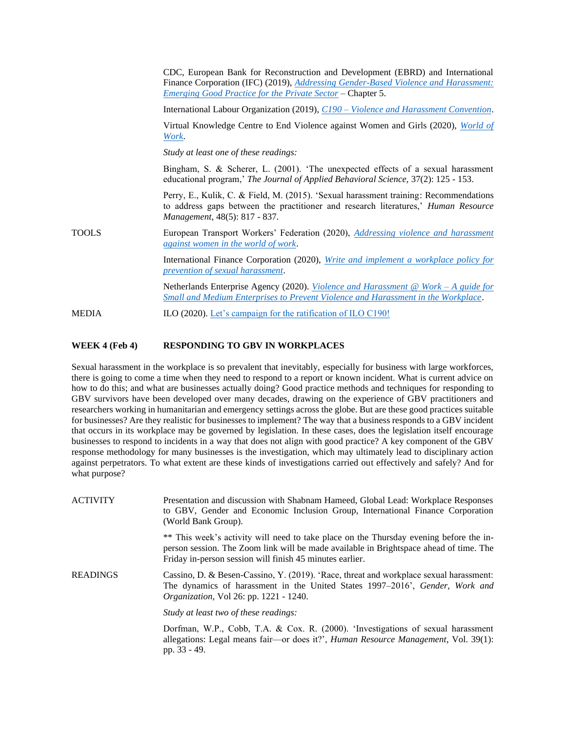CDC, European Bank for Reconstruction and Development (EBRD) and International Finance Corporation (IFC) (2019), *Addressing Gender-Based Violence and Harassment: Emerging Good Practice for the Private Sector* – Chapter 5.

International Labour Organization (2019), *C190 – Violence and Harassment Convention*.

Virtual Knowledge Centre to End Violence against Women and Girls (2020), *World of Work*.

*Study at least one of these readings:*

Bingham, S. & Scherer, L. (2001). 'The unexpected effects of a sexual harassment educational program,' *The Journal of Applied Behavioral Science,* 37(2): 125 - 153.

Perry, E., Kulik, C. & Field, M. (2015). 'Sexual harassment training: Recommendations to address gaps between the practitioner and research literatures,' *Human Resource Management,* 48(5): 817 - 837.

TOOLS

European Transport Workers' Federation (2020), *Addressing violence and harassment against women in the world of work*.

International Finance Corporation (2020), *Write and implement a workplace policy for prevention of sexual harassment*.

Netherlands Enterprise Agency (2020). *Violence and Harassment @ Work – A guide for Small and Medium Enterprises to Prevent Violence and Harassment in the Workplace*.

MEDIA

ILO (2020). Let's campaign for the ratification of ILO C190!

## WEEK 4 (Feb 4) RESPONDING TO GBV IN WORKPLACES

Sexual harassment in the workplace is so prevalent that inevitably, especially for business with large workforces, there is going to come a time when they need to respond to a report or known incident. What is current advice on how to do this; and what are businesses actually doing? Good practice methods and techniques for responding to GBV survivors have been developed over many decades, drawing on the experience of GBV practitioners and researchers working in humanitarian and emergency settings across the globe. But are these good practices suitable for businesses? Are they realistic for businesses to implement? The way that a business responds to a GBV incident that occurs in its workplace may be governed by legislation. In these cases, does the legislation itself encourage businesses to respond to incidents in a way that does not align with good practice? A key component of the GBV response methodology for many businesses is the investigation, which may ultimately lead to disciplinary action against perpetrators. To what extent are these kinds of investigations carried out effectively and safely? And for what purpose?

ACTIVITY

Presentation and discussion with Shabnam Hameed, Global Lead: Workplace Responses to GBV, Gender and Economic Inclusion Group, International Finance Corporation (World Bank Group).

** This week's activity will need to take place on the Thursday evening before the in-person session. The Zoom link will be made available in Brightspace ahead of time. The Friday in-person session will finish 45 minutes earlier.

READINGS

Cassino, D. & Besen-Cassino, Y. (2019). 'Race, threat and workplace sexual harassment: The dynamics of harassment in the United States 1997–2016', *Gender, Work and Organization,* Vol 26: pp. 1221 - 1240.

*Study at least two of these readings:*

Dorfman, W.P., Cobb, T.A. & Cox. R. (2000). 'Investigations of sexual harassment allegations: Legal means fair—or does it?', *Human Resource Management*, Vol. 39(1): pp. 33 - 49.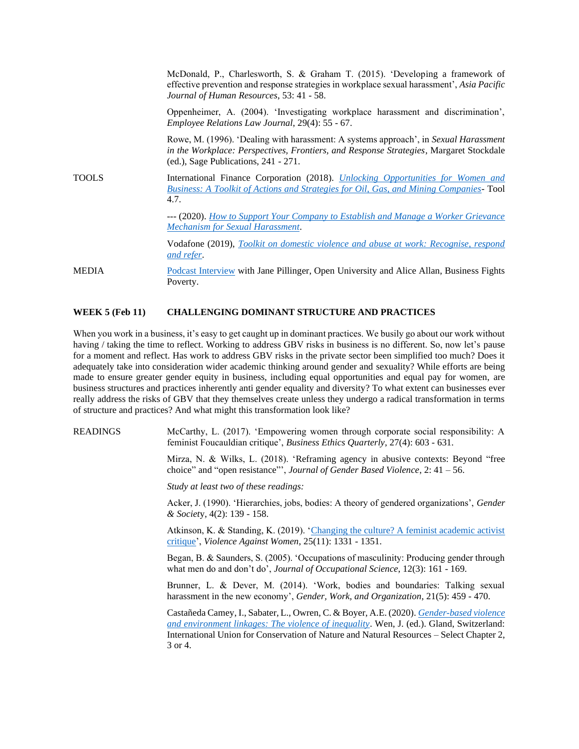McDonald, P., Charlesworth, S. & Graham T. (2015). 'Developing a framework of effective prevention and response strategies in workplace sexual harassment', *Asia Pacific Journal of Human Resources*, 53: 41 - 58.

Oppenheimer, A. (2004). 'Investigating workplace harassment and discrimination', *Employee Relations Law Journal*, 29(4): 55 - 67.

Rowe, M. (1996). 'Dealing with harassment: A systems approach', in *Sexual Harassment in the Workplace: Perspectives, Frontiers, and Response Strategies*, Margaret Stockdale (ed.), Sage Publications, 241 - 271.

**TOOLS**

International Finance Corporation (2018). *Unlocking Opportunities for Women and Business: A Toolkit of Actions and Strategies for Oil, Gas, and Mining Companies*- Tool 4.7.

--- (2020). *How to Support Your Company to Establish and Manage a Worker Grievance Mechanism for Sexual Harassment*.

Vodafone (2019), *Toolkit on domestic violence and abuse at work: Recognise, respond and refer*.

**MEDIA**

Podcast Interview with Jane Pillinger, Open University and Alice Allan, Business Fights Poverty.

## WEEK 5 (Feb 11) CHALLENGING DOMINANT STRUCTURE AND PRACTICES

When you work in a business, it's easy to get caught up in dominant practices. We busily go about our work without having / taking the time to reflect. Working to address GBV risks in business is no different. So, now let's pause for a moment and reflect. Has work to address GBV risks in the private sector been simplified too much? Does it adequately take into consideration wider academic thinking around gender and sexuality? While efforts are being made to ensure greater gender equity in business, including equal opportunities and equal pay for women, are business structures and practices inherently anti gender equality and diversity? To what extent can businesses ever really address the risks of GBV that they themselves create unless they undergo a radical transformation in terms of structure and practices? And what might this transformation look like?

**READINGS**

McCarthy, L. (2017). 'Empowering women through corporate social responsibility: A feminist Foucauldian critique', *Business Ethics Quarterly*, 27(4): 603 - 631.

Mirza, N. & Wilks, L. (2018). 'Reframing agency in abusive contexts: Beyond "free choice" and "open resistance"', *Journal of Gender Based Violence*, 2: 41 – 56.

*Study at least two of these readings:*

Acker, J. (1990). 'Hierarchies, jobs, bodies: A theory of gendered organizations', *Gender & Society*, 4(2): 139 - 158.

Atkinson, K. & Standing, K. (2019). 'Changing the culture? A feminist academic activist critique', *Violence Against Women*, 25(11): 1331 - 1351.

Began, B. & Saunders, S. (2005). 'Occupations of masculinity: Producing gender through what men do and don't do', *Journal of Occupational Science*, 12(3): 161 - 169.

Brunner, L. & Dever, M. (2014). 'Work, bodies and boundaries: Talking sexual harassment in the new economy', *Gender, Work, and Organization*, 21(5): 459 - 470.

Castañeda Camey, I., Sabater, L., Owren, C. & Boyer, A.E. (2020). *Gender-based violence and environment linkages: The violence of inequality*. Wen, J. (ed.). Gland, Switzerland: International Union for Conservation of Nature and Natural Resources – Select Chapter 2, 3 or 4.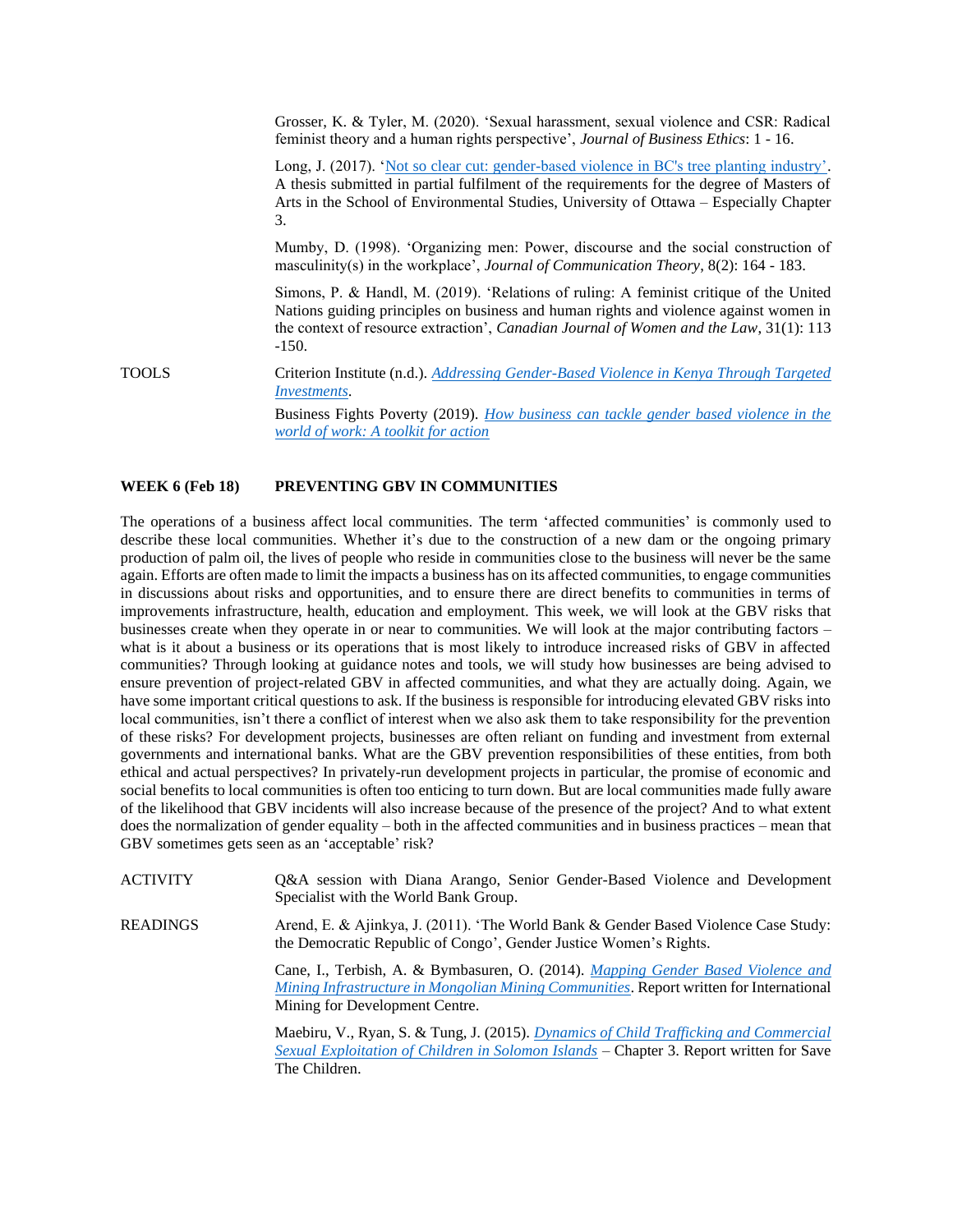Grosser, K. & Tyler, M. (2020). 'Sexual harassment, sexual violence and CSR: Radical feminist theory and a human rights perspective', *Journal of Business Ethics*: 1 - 16.

Long, J. (2017). 'Not so clear cut: gender-based violence in BC's tree planting industry'. A thesis submitted in partial fulfilment of the requirements for the degree of Masters of Arts in the School of Environmental Studies, University of Ottawa – Especially Chapter 3.

Mumby, D. (1998). 'Organizing men: Power, discourse and the social construction of masculinity(s) in the workplace', *Journal of Communication Theory*, 8(2): 164 - 183.

Simons, P. & Handl, M. (2019). 'Relations of ruling: A feminist critique of the United Nations guiding principles on business and human rights and violence against women in the context of resource extraction', *Canadian Journal of Women and the Law*, 31(1): 113 -150.

TOOLS

Criterion Institute (n.d.). *Addressing Gender-Based Violence in Kenya Through Targeted Investments*.

Business Fights Poverty (2019). *How business can tackle gender based violence in the world of work: A toolkit for action*

**WEEK 6 (Feb 18) PREVENTING GBV IN COMMUNITIES**

The operations of a business affect local communities. The term 'affected communities' is commonly used to describe these local communities. Whether it's due to the construction of a new dam or the ongoing primary production of palm oil, the lives of people who reside in communities close to the business will never be the same again. Efforts are often made to limit the impacts a business has on its affected communities, to engage communities in discussions about risks and opportunities, and to ensure there are direct benefits to communities in terms of improvements infrastructure, health, education and employment. This week, we will look at the GBV risks that businesses create when they operate in or near to communities. We will look at the major contributing factors – what is it about a business or its operations that is most likely to introduce increased risks of GBV in affected communities? Through looking at guidance notes and tools, we will study how businesses are being advised to ensure prevention of project-related GBV in affected communities, and what they are actually doing. Again, we have some important critical questions to ask. If the business is responsible for introducing elevated GBV risks into local communities, isn't there a conflict of interest when we also ask them to take responsibility for the prevention of these risks? For development projects, businesses are often reliant on funding and investment from external governments and international banks. What are the GBV prevention responsibilities of these entities, from both ethical and actual perspectives? In privately-run development projects in particular, the promise of economic and social benefits to local communities is often too enticing to turn down. But are local communities made fully aware of the likelihood that GBV incidents will also increase because of the presence of the project? And to what extent does the normalization of gender equality – both in the affected communities and in business practices – mean that GBV sometimes gets seen as an 'acceptable' risk?

ACTIVITY

Q&A session with Diana Arango, Senior Gender-Based Violence and Development Specialist with the World Bank Group.

READINGS

Arend, E. & Ajinkya, J. (2011). 'The World Bank & Gender Based Violence Case Study: the Democratic Republic of Congo', Gender Justice Women's Rights.

Cane, I., Terbish, A. & Bymbasuren, O. (2014). *Mapping Gender Based Violence and Mining Infrastructure in Mongolian Mining Communities*. Report written for International Mining for Development Centre.

Maebiru, V., Ryan, S. & Tung, J. (2015). *Dynamics of Child Trafficking and Commercial Sexual Exploitation of Children in Solomon Islands* – Chapter 3. Report written for Save The Children.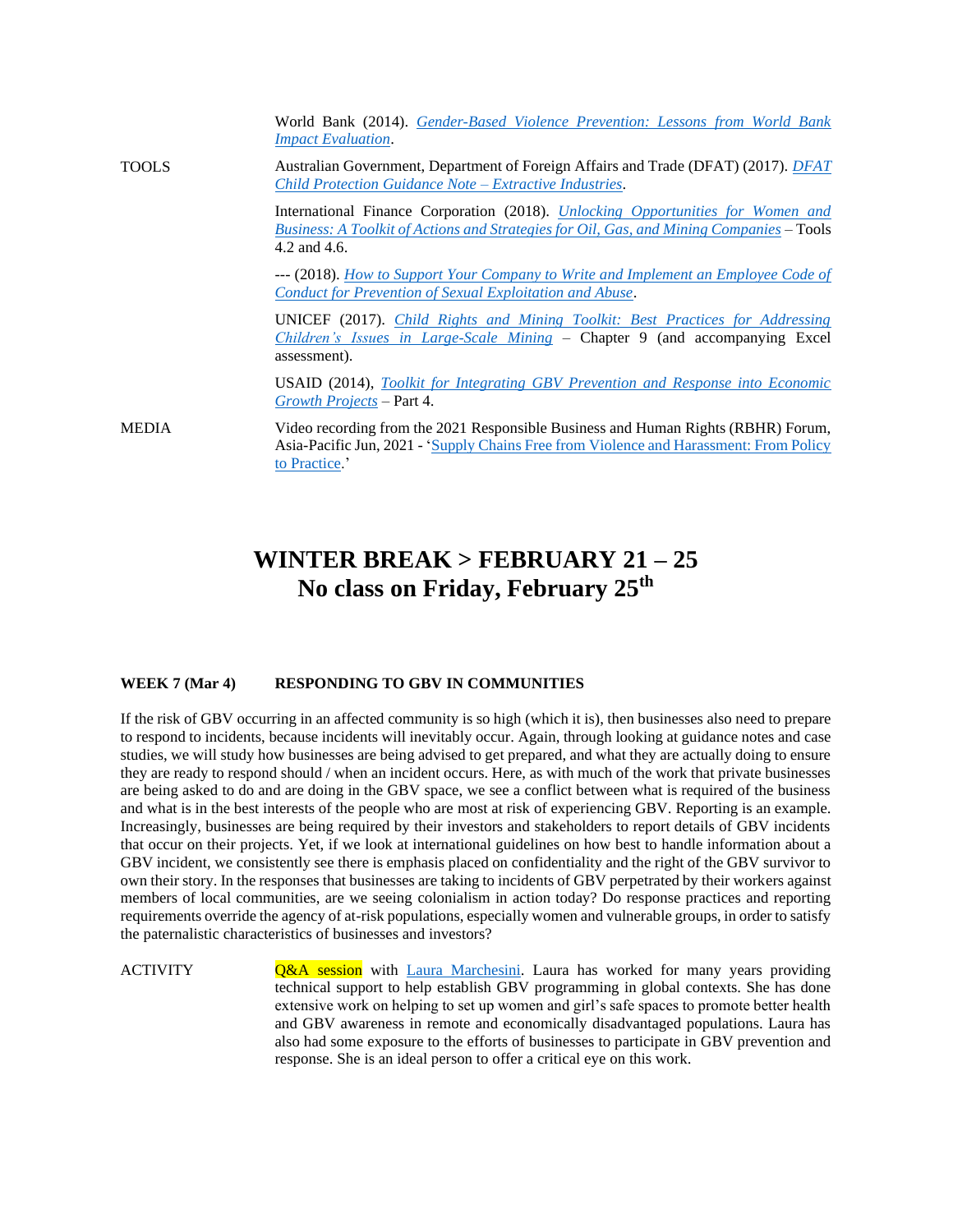| | |
|---|---|
| | World Bank (2014). *Gender-Based Violence Prevention: Lessons from World Bank Impact Evaluation*. |
| TOOLS | Australian Government, Department of Foreign Affairs and Trade (DFAT) (2017). *DFAT Child Protection Guidance Note – Extractive Industries*. |
| | International Finance Corporation (2018). *Unlocking Opportunities for Women and Business: A Toolkit of Actions and Strategies for Oil, Gas, and Mining Companies* – Tools 4.2 and 4.6. |
| | --- (2018). *How to Support Your Company to Write and Implement an Employee Code of Conduct for Prevention of Sexual Exploitation and Abuse*. |
| | UNICEF (2017). *Child Rights and Mining Toolkit: Best Practices for Addressing Children's Issues in Large-Scale Mining* – Chapter 9 (and accompanying Excel assessment). |
| | USAID (2014), *Toolkit for Integrating GBV Prevention and Response into Economic Growth Projects* – Part 4. |
| MEDIA | Video recording from the 2021 Responsible Business and Human Rights (RBHR) Forum, Asia-Pacific Jun, 2021 - 'Supply Chains Free from Violence and Harassment: From Policy to Practice.' |

## WINTER BREAK > FEBRUARY 21 – 25
## No class on Friday, February 25th

**WEEK 7 (Mar 4) RESPONDING TO GBV IN COMMUNITIES**

If the risk of GBV occurring in an affected community is so high (which it is), then businesses also need to prepare to respond to incidents, because incidents will inevitably occur. Again, through looking at guidance notes and case studies, we will study how businesses are being advised to get prepared, and what they are actually doing to ensure they are ready to respond should / when an incident occurs. Here, as with much of the work that private businesses are being asked to do and are doing in the GBV space, we see a conflict between what is required of the business and what is in the best interests of the people who are most at risk of experiencing GBV. Reporting is an example. Increasingly, businesses are being required by their investors and stakeholders to report details of GBV incidents that occur on their projects. Yet, if we look at international guidelines on how best to handle information about a GBV incident, we consistently see there is emphasis placed on confidentiality and the right of the GBV survivor to own their story. In the responses that businesses are taking to incidents of GBV perpetrated by their workers against members of local communities, are we seeing colonialism in action today? Do response practices and reporting requirements override the agency of at-risk populations, especially women and vulnerable groups, in order to satisfy the paternalistic characteristics of businesses and investors?

| | |
|---|---|
| ACTIVITY | Q&A session with Laura Marchesini. Laura has worked for many years providing technical support to help establish GBV programming in global contexts. She has done extensive work on helping to set up women and girl's safe spaces to promote better health and GBV awareness in remote and economically disadvantaged populations. Laura has also had some exposure to the efforts of businesses to participate in GBV prevention and response. She is an ideal person to offer a critical eye on this work. |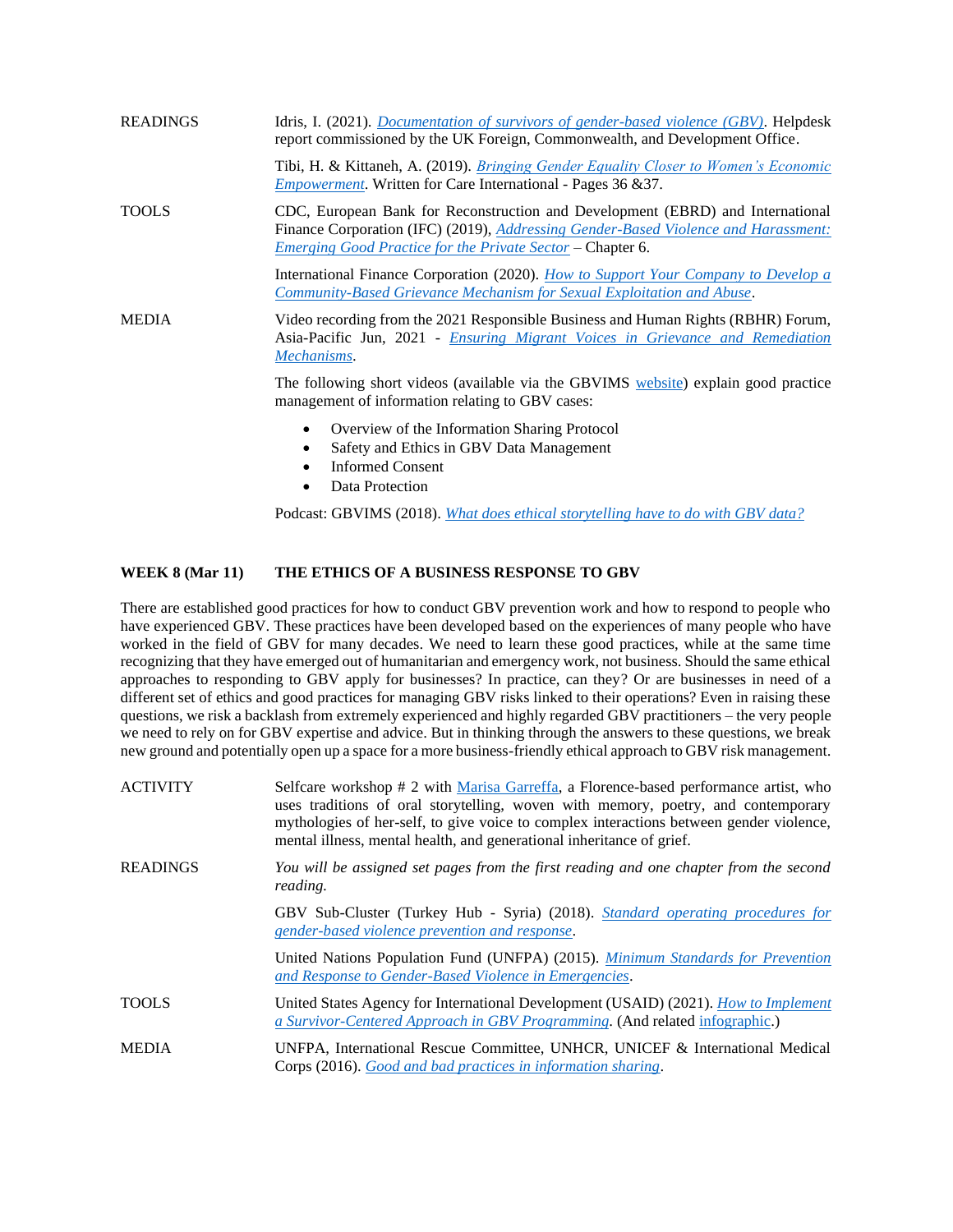READINGS

Idris, I. (2021). *Documentation of survivors of gender-based violence (GBV)*. Helpdesk report commissioned by the UK Foreign, Commonwealth, and Development Office.

Tibi, H. & Kittaneh, A. (2019). *Bringing Gender Equality Closer to Women's Economic Empowerment*. Written for Care International - Pages 36 &37.

TOOLS

CDC, European Bank for Reconstruction and Development (EBRD) and International Finance Corporation (IFC) (2019), *Addressing Gender-Based Violence and Harassment: Emerging Good Practice for the Private Sector* – Chapter 6.

International Finance Corporation (2020). *How to Support Your Company to Develop a Community-Based Grievance Mechanism for Sexual Exploitation and Abuse*.

MEDIA

Video recording from the 2021 Responsible Business and Human Rights (RBHR) Forum, Asia-Pacific Jun, 2021 - *Ensuring Migrant Voices in Grievance and Remediation Mechanisms*.

The following short videos (available via the GBVIMS website) explain good practice management of information relating to GBV cases:

- Overview of the Information Sharing Protocol
- Safety and Ethics in GBV Data Management
- Informed Consent
- Data Protection

Podcast: GBVIMS (2018). *What does ethical storytelling have to do with GBV data?*

## WEEK 8 (Mar 11) THE ETHICS OF A BUSINESS RESPONSE TO GBV

There are established good practices for how to conduct GBV prevention work and how to respond to people who have experienced GBV. These practices have been developed based on the experiences of many people who have worked in the field of GBV for many decades. We need to learn these good practices, while at the same time recognizing that they have emerged out of humanitarian and emergency work, not business. Should the same ethical approaches to responding to GBV apply for businesses? In practice, can they? Or are businesses in need of a different set of ethics and good practices for managing GBV risks linked to their operations? Even in raising these questions, we risk a backlash from extremely experienced and highly regarded GBV practitioners – the very people we need to rely on for GBV expertise and advice. But in thinking through the answers to these questions, we break new ground and potentially open up a space for a more business-friendly ethical approach to GBV risk management.

ACTIVITY

Selfcare workshop # 2 with Marisa Garreffa, a Florence-based performance artist, who uses traditions of oral storytelling, woven with memory, poetry, and contemporary mythologies of her-self, to give voice to complex interactions between gender violence, mental illness, mental health, and generational inheritance of grief.

READINGS

*You will be assigned set pages from the first reading and one chapter from the second reading.*

GBV Sub-Cluster (Turkey Hub - Syria) (2018). *Standard operating procedures for gender-based violence prevention and response*.

United Nations Population Fund (UNFPA) (2015). *Minimum Standards for Prevention and Response to Gender-Based Violence in Emergencies*.

TOOLS

United States Agency for International Development (USAID) (2021). *How to Implement a Survivor-Centered Approach in GBV Programming*. (And related infographic.)

MEDIA

UNFPA, International Rescue Committee, UNHCR, UNICEF & International Medical Corps (2016). *Good and bad practices in information sharing*.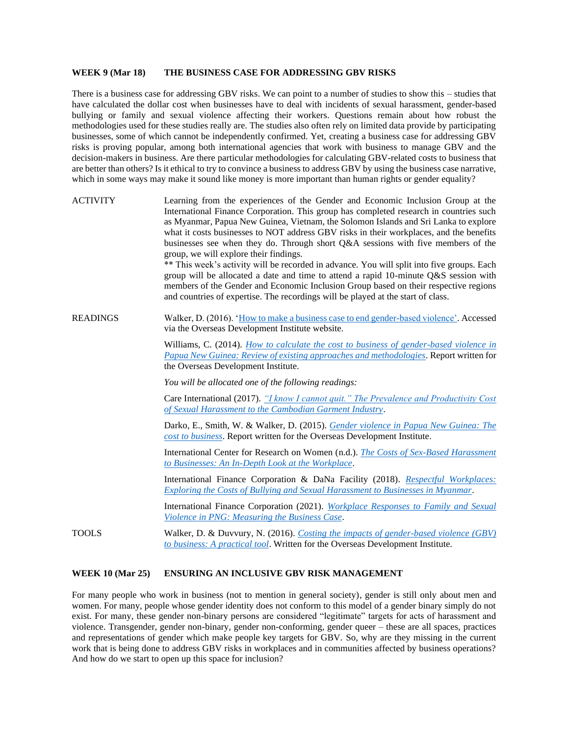**WEEK 9 (Mar 18) THE BUSINESS CASE FOR ADDRESSING GBV RISKS**

There is a business case for addressing GBV risks. We can point to a number of studies to show this – studies that have calculated the dollar cost when businesses have to deal with incidents of sexual harassment, gender-based bullying or family and sexual violence affecting their workers. Questions remain about how robust the methodologies used for these studies really are. The studies also often rely on limited data provide by participating businesses, some of which cannot be independently confirmed. Yet, creating a business case for addressing GBV risks is proving popular, among both international agencies that work with business to manage GBV and the decision-makers in business. Are there particular methodologies for calculating GBV-related costs to business that are better than others? Is it ethical to try to convince a business to address GBV by using the business case narrative, which in some ways may make it sound like money is more important than human rights or gender equality?

ACTIVITY

Learning from the experiences of the Gender and Economic Inclusion Group at the International Finance Corporation. This group has completed research in countries such as Myanmar, Papua New Guinea, Vietnam, the Solomon Islands and Sri Lanka to explore what it costs businesses to NOT address GBV risks in their workplaces, and the benefits businesses see when they do. Through short Q&A sessions with five members of the group, we will explore their findings.

** This week's activity will be recorded in advance. You will split into five groups. Each group will be allocated a date and time to attend a rapid 10-minute Q&S session with members of the Gender and Economic Inclusion Group based on their respective regions and countries of expertise. The recordings will be played at the start of class.

READINGS

Walker, D. (2016). 'How to make a business case to end gender-based violence'. Accessed via the Overseas Development Institute website.

Williams, C. (2014). *How to calculate the cost to business of gender-based violence in Papua New Guinea: Review of existing approaches and methodologies*. Report written for the Overseas Development Institute.

*You will be allocated one of the following readings:*

Care International (2017). *"I know I cannot quit." The Prevalence and Productivity Cost of Sexual Harassment to the Cambodian Garment Industry*.

Darko, E., Smith, W. & Walker, D. (2015). *Gender violence in Papua New Guinea: The cost to business*. Report written for the Overseas Development Institute.

International Center for Research on Women (n.d.). *The Costs of Sex-Based Harassment to Businesses: An In-Depth Look at the Workplace*.

International Finance Corporation & DaNa Facility (2018). *Respectful Workplaces: Exploring the Costs of Bullying and Sexual Harassment to Businesses in Myanmar*.

International Finance Corporation (2021). *Workplace Responses to Family and Sexual Violence in PNG: Measuring the Business Case*.

TOOLS

Walker, D. & Duvvury, N. (2016). *Costing the impacts of gender-based violence (GBV) to business: A practical tool*. Written for the Overseas Development Institute.

**WEEK 10 (Mar 25) ENSURING AN INCLUSIVE GBV RISK MANAGEMENT**

For many people who work in business (not to mention in general society), gender is still only about men and women. For many, people whose gender identity does not conform to this model of a gender binary simply do not exist. For many, these gender non-binary persons are considered "legitimate" targets for acts of harassment and violence. Transgender, gender non-binary, gender non-conforming, gender queer – these are all spaces, practices and representations of gender which make people key targets for GBV. So, why are they missing in the current work that is being done to address GBV risks in workplaces and in communities affected by business operations? And how do we start to open up this space for inclusion?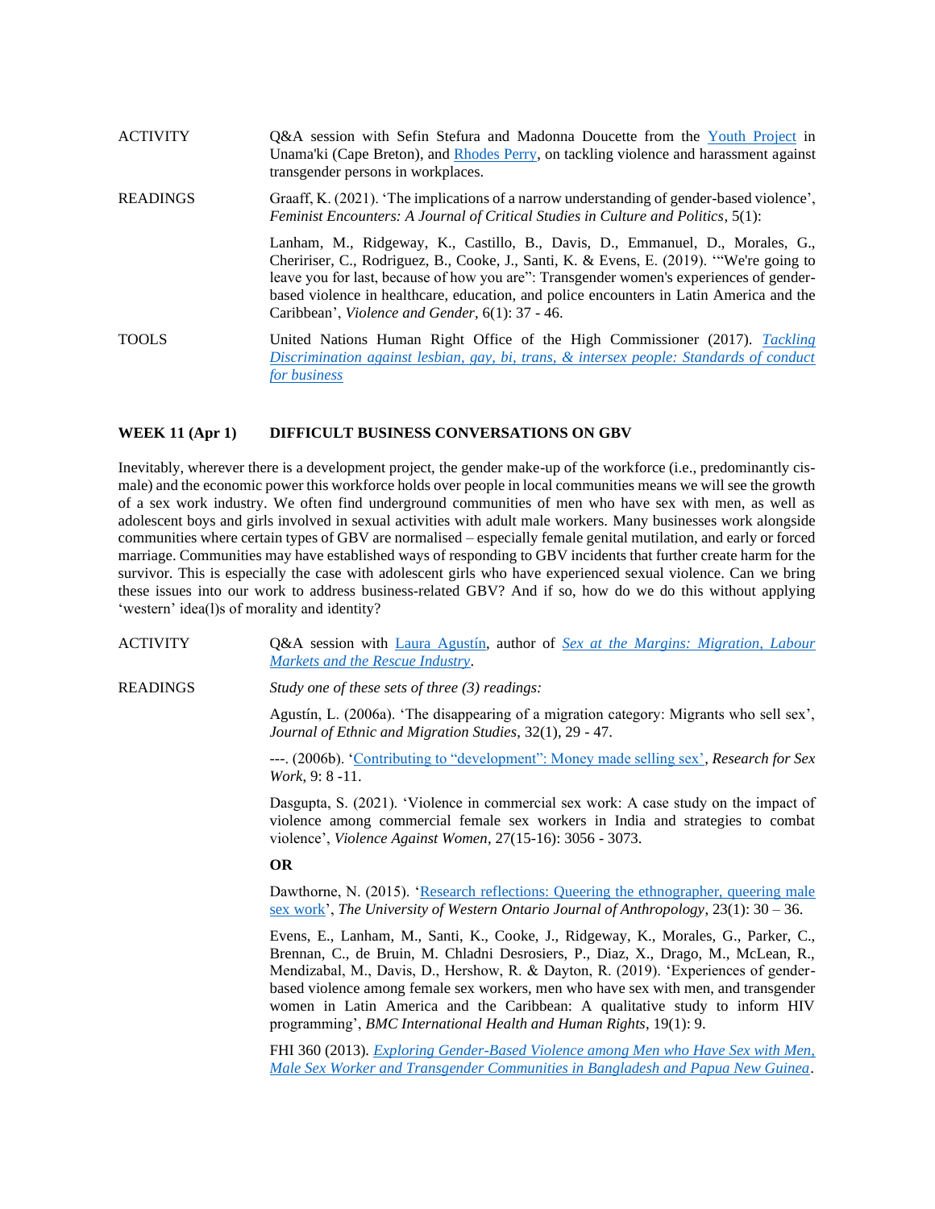| | |
|---|---|
| ACTIVITY | Q&A session with Sefin Stefura and Madonna Doucette from the Youth Project in Unama'ki (Cape Breton), and Rhodes Perry, on tackling violence and harassment against transgender persons in workplaces. |
| READINGS | Graaff, K. (2021). 'The implications of a narrow understanding of gender-based violence', *Feminist Encounters: A Journal of Critical Studies in Culture and Politics*, 5(1): |
| | Lanham, M., Ridgeway, K., Castillo, B., Davis, D., Emmanuel, D., Morales, G., Cheririser, C., Rodriguez, B., Cooke, J., Santi, K. & Evens, E. (2019). '"We're going to leave you for last, because of how you are": Transgender women's experiences of gender-based violence in healthcare, education, and police encounters in Latin America and the Caribbean', *Violence and Gender*, 6(1): 37 - 46. |
| TOOLS | United Nations Human Right Office of the High Commissioner (2017). *Tackling Discrimination against lesbian, gay, bi, trans, & intersex people: Standards of conduct for business* |

## WEEK 11 (Apr 1) DIFFICULT BUSINESS CONVERSATIONS ON GBV

Inevitably, wherever there is a development project, the gender make-up of the workforce (i.e., predominantly cis-male) and the economic power this workforce holds over people in local communities means we will see the growth of a sex work industry. We often find underground communities of men who have sex with men, as well as adolescent boys and girls involved in sexual activities with adult male workers. Many businesses work alongside communities where certain types of GBV are normalised – especially female genital mutilation, and early or forced marriage. Communities may have established ways of responding to GBV incidents that further create harm for the survivor. This is especially the case with adolescent girls who have experienced sexual violence. Can we bring these issues into our work to address business-related GBV? And if so, how do we do this without applying 'western' idea(l)s of morality and identity?

| | |
|---|---|
| ACTIVITY | Q&A session with Laura Agustín, author of *Sex at the Margins: Migration, Labour Markets and the Rescue Industry*. |
| READINGS | *Study one of these sets of three (3) readings:* |
| | Agustín, L. (2006a). 'The disappearing of a migration category: Migrants who sell sex', *Journal of Ethnic and Migration Studies*, 32(1), 29 - 47. |
| | ---. (2006b). 'Contributing to "development": Money made selling sex', *Research for Sex Work*, 9: 8 -11. |
| | Dasgupta, S. (2021). 'Violence in commercial sex work: A case study on the impact of violence among commercial female sex workers in India and strategies to combat violence', *Violence Against Women*, 27(15-16): 3056 - 3073. |
| | **OR** |
| | Dawthorne, N. (2015). 'Research reflections: Queering the ethnographer, queering male sex work', *The University of Western Ontario Journal of Anthropology*, 23(1): 30 – 36. |
| | Evens, E., Lanham, M., Santi, K., Cooke, J., Ridgeway, K., Morales, G., Parker, C., Brennan, C., de Bruin, M. Chladni Desrosiers, P., Diaz, X., Drago, M., McLean, R., Mendizabal, M., Davis, D., Hershow, R. & Dayton, R. (2019). 'Experiences of gender-based violence among female sex workers, men who have sex with men, and transgender women in Latin America and the Caribbean: A qualitative study to inform HIV programming', *BMC International Health and Human Rights*, 19(1): 9. |
| | FHI 360 (2013). *Exploring Gender-Based Violence among Men who Have Sex with Men, Male Sex Worker and Transgender Communities in Bangladesh and Papua New Guinea*. |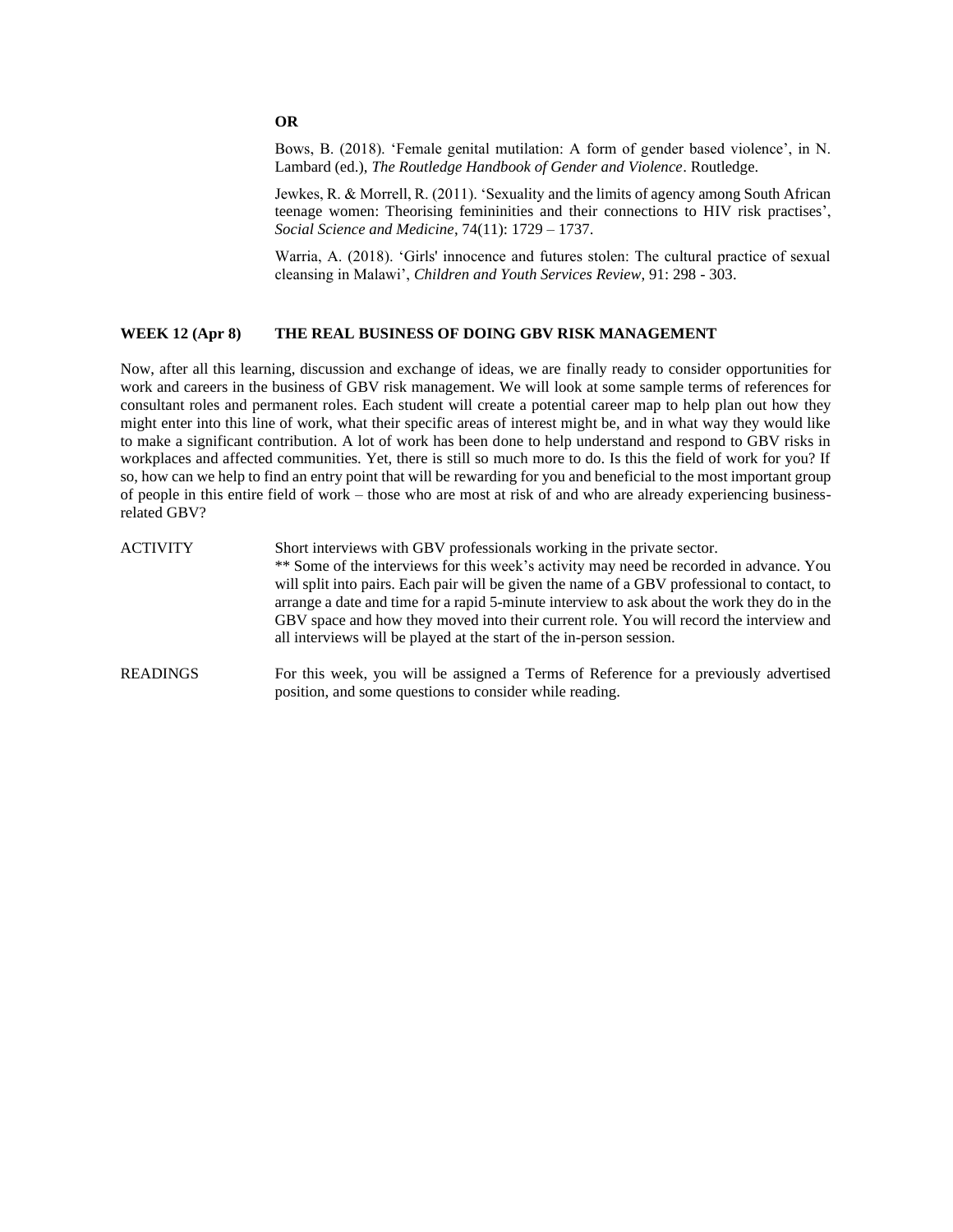**OR**

Bows, B. (2018). 'Female genital mutilation: A form of gender based violence', in N. Lambard (ed.), *The Routledge Handbook of Gender and Violence*. Routledge.

Jewkes, R. & Morrell, R. (2011). 'Sexuality and the limits of agency among South African teenage women: Theorising femininities and their connections to HIV risk practises', *Social Science and Medicine*, 74(11): 1729 – 1737.

Warria, A. (2018). 'Girls' innocence and futures stolen: The cultural practice of sexual cleansing in Malawi', *Children and Youth Services Review*, 91: 298 - 303.

## WEEK 12 (Apr 8) THE REAL BUSINESS OF DOING GBV RISK MANAGEMENT

Now, after all this learning, discussion and exchange of ideas, we are finally ready to consider opportunities for work and careers in the business of GBV risk management. We will look at some sample terms of references for consultant roles and permanent roles. Each student will create a potential career map to help plan out how they might enter into this line of work, what their specific areas of interest might be, and in what way they would like to make a significant contribution. A lot of work has been done to help understand and respond to GBV risks in workplaces and affected communities. Yet, there is still so much more to do. Is this the field of work for you? If so, how can we help to find an entry point that will be rewarding for you and beneficial to the most important group of people in this entire field of work – those who are most at risk of and who are already experiencing business-related GBV?

ACTIVITY Short interviews with GBV professionals working in the private sector.
** Some of the interviews for this week's activity may need be recorded in advance. You will split into pairs. Each pair will be given the name of a GBV professional to contact, to arrange a date and time for a rapid 5-minute interview to ask about the work they do in the GBV space and how they moved into their current role. You will record the interview and all interviews will be played at the start of the in-person session.

READINGS For this week, you will be assigned a Terms of Reference for a previously advertised position, and some questions to consider while reading.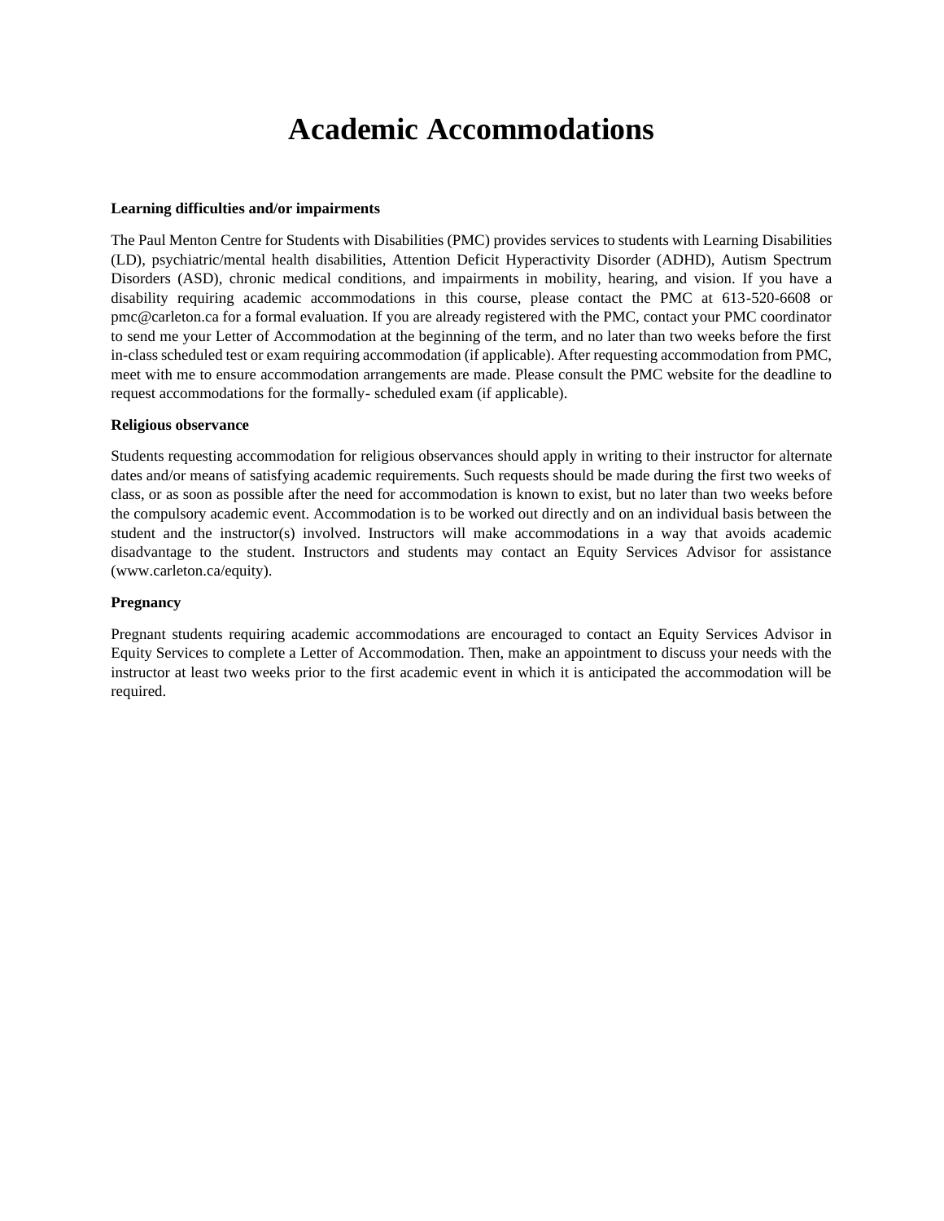# Academic Accommodations

**Learning difficulties and/or impairments**

The Paul Menton Centre for Students with Disabilities (PMC) provides services to students with Learning Disabilities (LD), psychiatric/mental health disabilities, Attention Deficit Hyperactivity Disorder (ADHD), Autism Spectrum Disorders (ASD), chronic medical conditions, and impairments in mobility, hearing, and vision. If you have a disability requiring academic accommodations in this course, please contact the PMC at 613-520-6608 or pmc@carleton.ca for a formal evaluation. If you are already registered with the PMC, contact your PMC coordinator to send me your Letter of Accommodation at the beginning of the term, and no later than two weeks before the first in-class scheduled test or exam requiring accommodation (if applicable). After requesting accommodation from PMC, meet with me to ensure accommodation arrangements are made. Please consult the PMC website for the deadline to request accommodations for the formally- scheduled exam (if applicable).

**Religious observance**

Students requesting accommodation for religious observances should apply in writing to their instructor for alternate dates and/or means of satisfying academic requirements. Such requests should be made during the first two weeks of class, or as soon as possible after the need for accommodation is known to exist, but no later than two weeks before the compulsory academic event. Accommodation is to be worked out directly and on an individual basis between the student and the instructor(s) involved. Instructors will make accommodations in a way that avoids academic disadvantage to the student. Instructors and students may contact an Equity Services Advisor for assistance (www.carleton.ca/equity).

**Pregnancy**

Pregnant students requiring academic accommodations are encouraged to contact an Equity Services Advisor in Equity Services to complete a Letter of Accommodation. Then, make an appointment to discuss your needs with the instructor at least two weeks prior to the first academic event in which it is anticipated the accommodation will be required.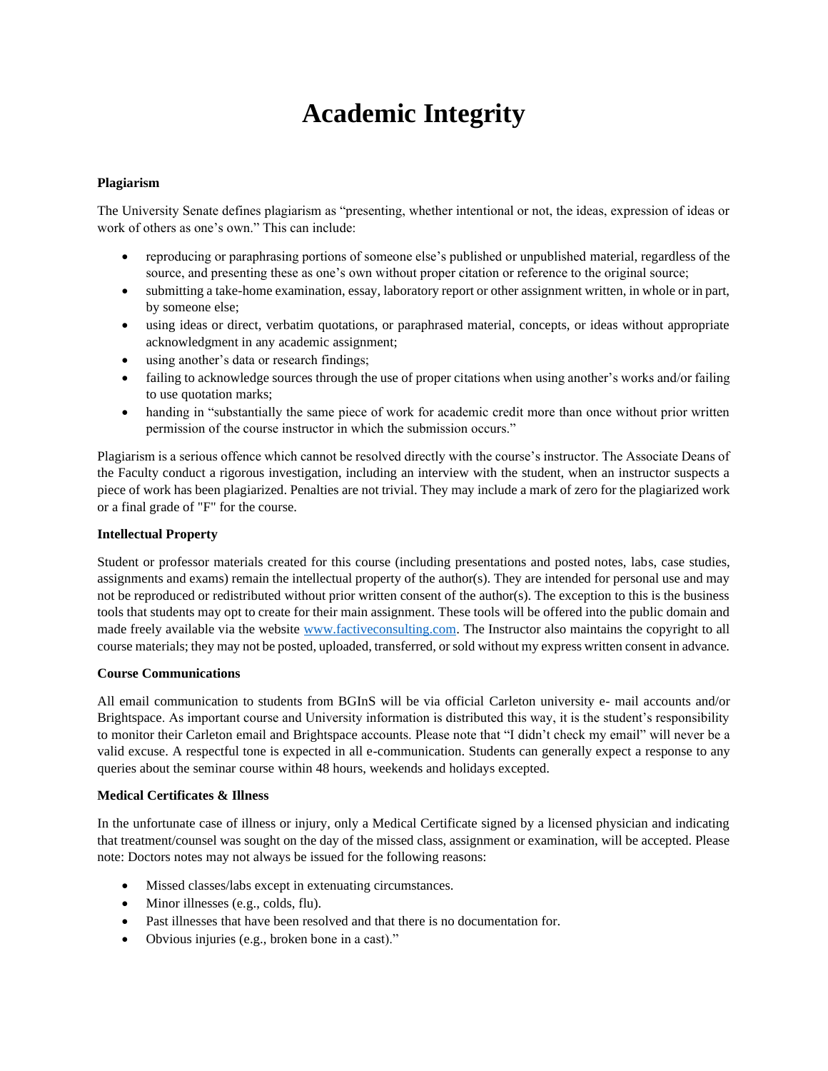# Academic Integrity

**Plagiarism**

The University Senate defines plagiarism as "presenting, whether intentional or not, the ideas, expression of ideas or work of others as one's own." This can include:

- reproducing or paraphrasing portions of someone else's published or unpublished material, regardless of the source, and presenting these as one's own without proper citation or reference to the original source;
- submitting a take-home examination, essay, laboratory report or other assignment written, in whole or in part, by someone else;
- using ideas or direct, verbatim quotations, or paraphrased material, concepts, or ideas without appropriate acknowledgment in any academic assignment;
- using another's data or research findings;
- failing to acknowledge sources through the use of proper citations when using another's works and/or failing to use quotation marks;
- handing in "substantially the same piece of work for academic credit more than once without prior written permission of the course instructor in which the submission occurs."

Plagiarism is a serious offence which cannot be resolved directly with the course's instructor. The Associate Deans of the Faculty conduct a rigorous investigation, including an interview with the student, when an instructor suspects a piece of work has been plagiarized. Penalties are not trivial. They may include a mark of zero for the plagiarized work or a final grade of "F" for the course.

**Intellectual Property**

Student or professor materials created for this course (including presentations and posted notes, labs, case studies, assignments and exams) remain the intellectual property of the author(s). They are intended for personal use and may not be reproduced or redistributed without prior written consent of the author(s). The exception to this is the business tools that students may opt to create for their main assignment. These tools will be offered into the public domain and made freely available via the website [www.factiveconsulting.com](http://www.factiveconsulting.com). The Instructor also maintains the copyright to all course materials; they may not be posted, uploaded, transferred, or sold without my express written consent in advance.

**Course Communications**

All email communication to students from BGInS will be via official Carleton university e- mail accounts and/or Brightspace. As important course and University information is distributed this way, it is the student's responsibility to monitor their Carleton email and Brightspace accounts. Please note that "I didn't check my email" will never be a valid excuse. A respectful tone is expected in all e-communication. Students can generally expect a response to any queries about the seminar course within 48 hours, weekends and holidays excepted.

**Medical Certificates & Illness**

In the unfortunate case of illness or injury, only a Medical Certificate signed by a licensed physician and indicating that treatment/counsel was sought on the day of the missed class, assignment or examination, will be accepted. Please note: Doctors notes may not always be issued for the following reasons:

- Missed classes/labs except in extenuating circumstances.
- Minor illnesses (e.g., colds, flu).
- Past illnesses that have been resolved and that there is no documentation for.
- Obvious injuries (e.g., broken bone in a cast)."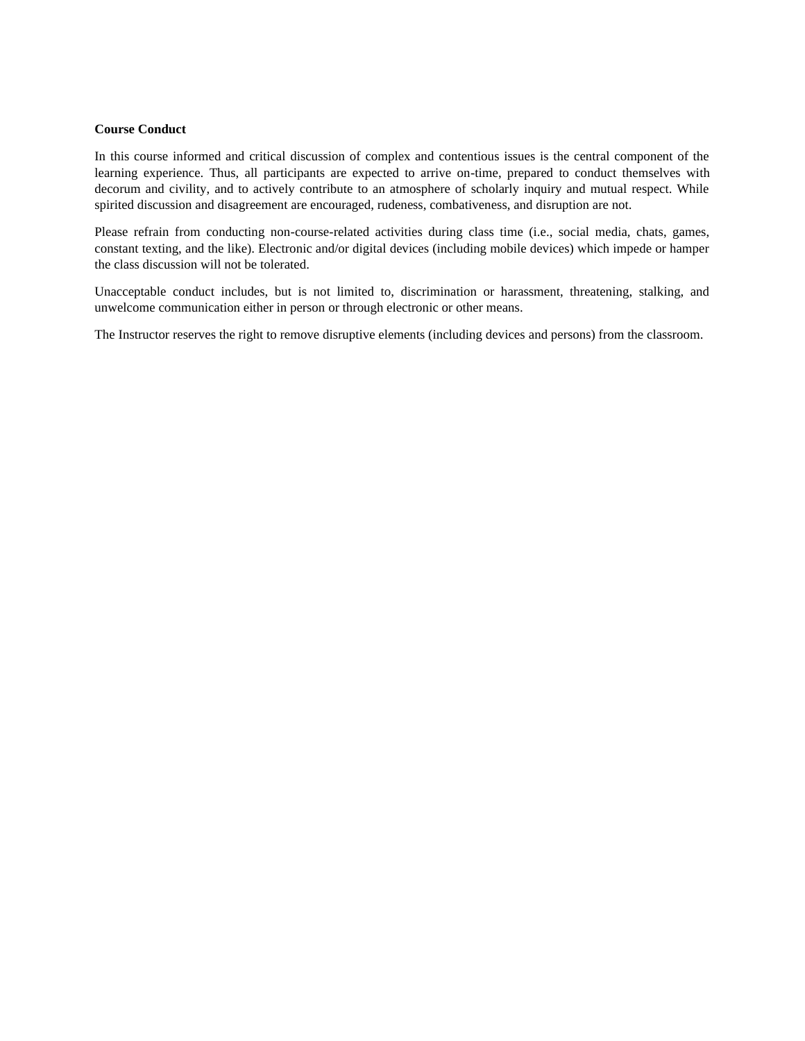**Course Conduct**

In this course informed and critical discussion of complex and contentious issues is the central component of the learning experience. Thus, all participants are expected to arrive on-time, prepared to conduct themselves with decorum and civility, and to actively contribute to an atmosphere of scholarly inquiry and mutual respect. While spirited discussion and disagreement are encouraged, rudeness, combativeness, and disruption are not.

Please refrain from conducting non-course-related activities during class time (i.e., social media, chats, games, constant texting, and the like). Electronic and/or digital devices (including mobile devices) which impede or hamper the class discussion will not be tolerated.

Unacceptable conduct includes, but is not limited to, discrimination or harassment, threatening, stalking, and unwelcome communication either in person or through electronic or other means.

The Instructor reserves the right to remove disruptive elements (including devices and persons) from the classroom.